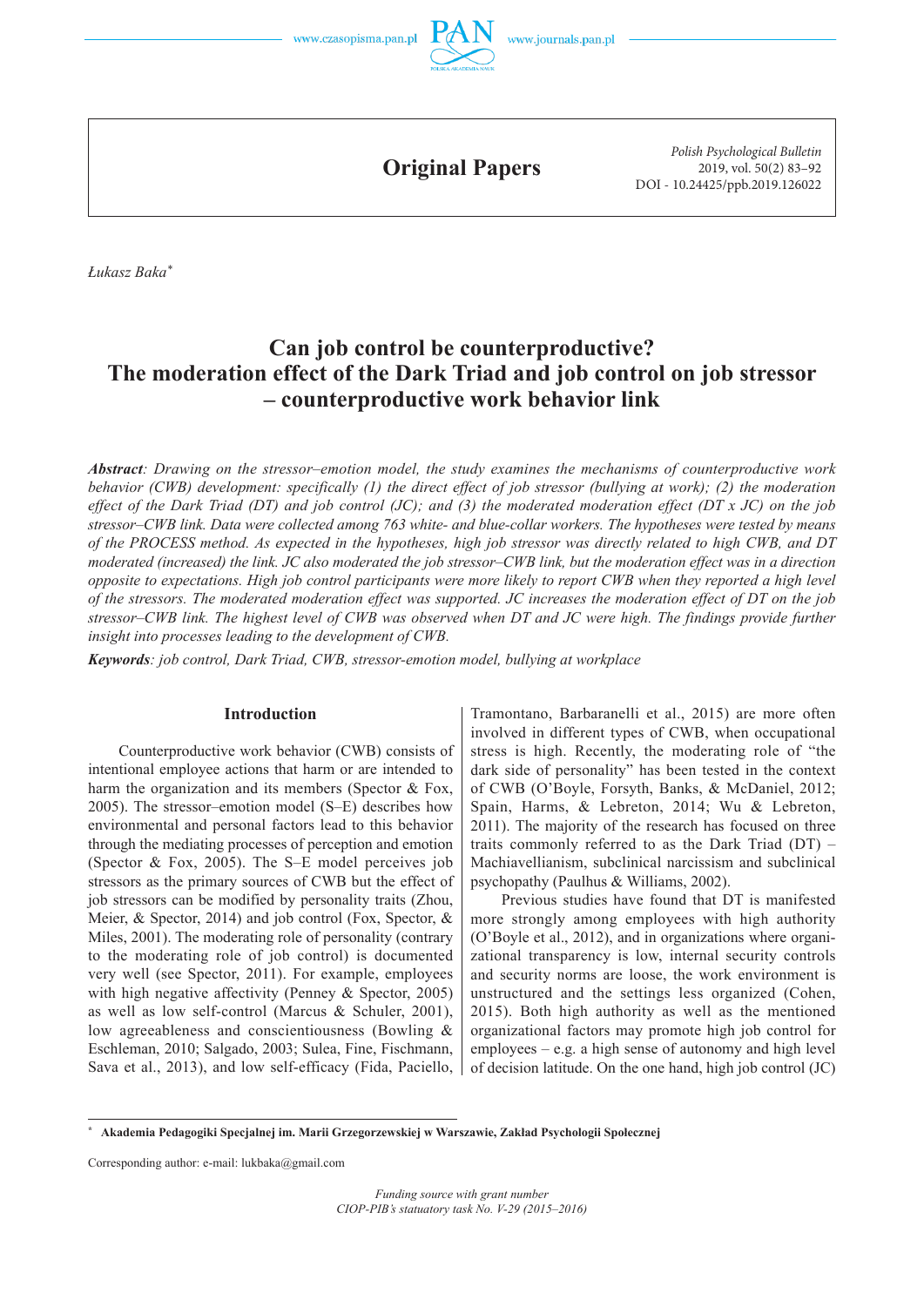## Original Papers

Łukasz Baka[*]

# Can job control be counterproductive? The moderation effect of the Dark Triad and job control on job stressor – counterproductive work behavior link

***Abstract**: Drawing on the stressor–emotion model, the study examines the mechanisms of counterproductive work behavior (CWB) development: specifically (1) the direct effect of job stressor (bullying at work); (2) the moderation effect of the Dark Triad (DT) and job control (JC); and (3) the moderated moderation effect (DT x JC) on the job stressor–CWB link. Data were collected among 763 white- and blue-collar workers. The hypotheses were tested by means of the PROCESS method. As expected in the hypotheses, high job stressor was directly related to high CWB, and DT moderated (increased) the link. JC also moderated the job stressor–CWB link, but the moderation effect was in a direction opposite to expectations. High job control participants were more likely to report CWB when they reported a high level of the stressors. The moderated moderation effect was supported. JC increases the moderation effect of DT on the job stressor–CWB link. The highest level of CWB was observed when DT and JC were high. The findings provide further insight into processes leading to the development of CWB.*

***Keywords**: job control, Dark Triad, CWB, stressor-emotion model, bullying at workplace*

## Introduction

Counterproductive work behavior (CWB) consists of intentional employee actions that harm or are intended to harm the organization and its members (Spector & Fox, 2005). The stressor–emotion model (S–E) describes how environmental and personal factors lead to this behavior through the mediating processes of perception and emotion (Spector & Fox, 2005). The S–E model perceives job stressors as the primary sources of CWB but the effect of job stressors can be modified by personality traits (Zhou, Meier, & Spector, 2014) and job control (Fox, Spector, & Miles, 2001). The moderating role of personality (contrary to the moderating role of job control) is documented very well (see Spector, 2011). For example, employees with high negative affectivity (Penney & Spector, 2005) as well as low self-control (Marcus & Schuler, 2001), low agreeableness and conscientiousness (Bowling & Eschleman, 2010; Salgado, 2003; Sulea, Fine, Fischmann, Sava et al., 2013), and low self-efficacy (Fida, Paciello, Tramontano, Barbaranelli et al., 2015) are more often involved in different types of CWB, when occupational stress is high. Recently, the moderating role of "the dark side of personality" has been tested in the context of CWB (O'Boyle, Forsyth, Banks, & McDaniel, 2012; Spain, Harms, & Lebreton, 2014; Wu & Lebreton, 2011). The majority of the research has focused on three traits commonly referred to as the Dark Triad (DT) – Machiavellianism, subclinical narcissism and subclinical psychopathy (Paulhus & Williams, 2002).

Previous studies have found that DT is manifested more strongly among employees with high authority (O'Boyle et al., 2012), and in organizations where organizational transparency is low, internal security controls and security norms are loose, the work environment is unstructured and the settings less organized (Cohen, 2015). Both high authority as well as the mentioned organizational factors may promote high job control for employees – e.g. a high sense of autonomy and high level of decision latitude. On the one hand, high job control (JC)

---

[*] **Akademia Pedagogiki Specjalnej im. Marii Grzegorzewskiej w Warszawie, Zakład Psychologii Społecznej**

Corresponding author: e-mail: lukbaka@gmail.com

*Funding source with grant number*
*CIOP-PIB's statutory task No. V-29 (2015–2016)*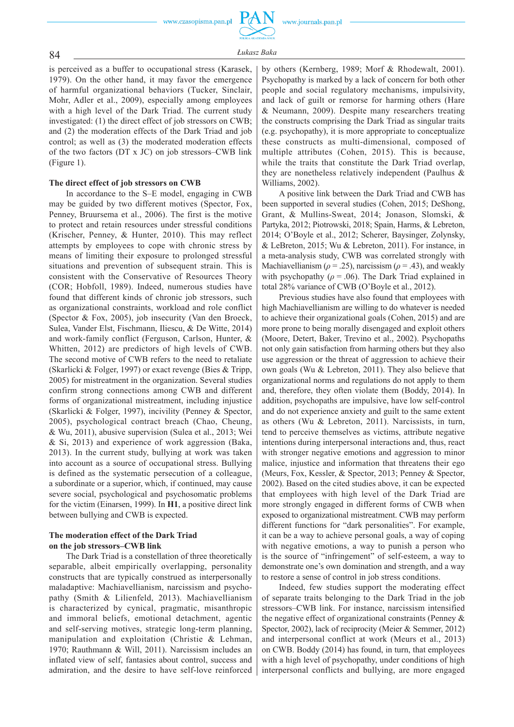is perceived as a buffer to occupational stress (Karasek, 1979). On the other hand, it may favor the emergence of harmful organizational behaviors (Tucker, Sinclair, Mohr, Adler et al., 2009), especially among employees with a high level of the Dark Triad. The current study investigated: (1) the direct effect of job stressors on CWB; and (2) the moderation effects of the Dark Triad and job control; as well as (3) the moderated moderation effects of the two factors (DT x JC) on job stressors–CWB link (Figure 1).

### The direct effect of job stressors on CWB

In accordance to the S–E model, engaging in CWB may be guided by two different motives (Spector, Fox, Penney, Bruursema et al., 2006). The first is the motive to protect and retain resources under stressful conditions (Krischer, Penney, & Hunter, 2010). This may reflect attempts by employees to cope with chronic stress by means of limiting their exposure to prolonged stressful situations and prevention of subsequent strain. This is consistent with the Conservative of Resources Theory (COR; Hobfoll, 1989). Indeed, numerous studies have found that different kinds of chronic job stressors, such as organizational constraints, workload and role conflict (Spector & Fox, 2005), job insecurity (Van den Broeck, Sulea, Vander Elst, Fischmann, Iliescu, & De Witte, 2014) and work-family conflict (Ferguson, Carlson, Hunter, & Whitten, 2012) are predictors of high levels of CWB. The second motive of CWB refers to the need to retaliate (Skarlicki & Folger, 1997) or exact revenge (Bies & Tripp, 2005) for mistreatment in the organization. Several studies confirm strong connections among CWB and different forms of organizational mistreatment, including injustice (Skarlicki & Folger, 1997), incivility (Penney & Spector, 2005), psychological contract breach (Chao, Cheung, & Wu, 2011), abusive supervision (Sulea et al., 2013; Wei & Si, 2013) and experience of work aggression (Baka, 2013). In the current study, bullying at work was taken into account as a source of occupational stress. Bullying is defined as the systematic persecution of a colleague, a subordinate or a superior, which, if continued, may cause severe social, psychological and psychosomatic problems for the victim (Einarsen, 1999). In **H1**, a positive direct link between bullying and CWB is expected.

### The moderation effect of the Dark Triad on the job stressors–CWB link

The Dark Triad is a constellation of three theoretically separable, albeit empirically overlapping, personality constructs that are typically construed as interpersonally maladaptive: Machiavellianism, narcissism and psychopathy (Smith & Lilienfeld, 2013). Machiavellianism is characterized by cynical, pragmatic, misanthropic and immoral beliefs, emotional detachment, agentic and self-serving motives, strategic long-term planning, manipulation and exploitation (Christie & Lehman, 1970; Rauthmann & Will, 2011). Narcissism includes an inflated view of self, fantasies about control, success and admiration, and the desire to have self-love reinforced by others (Kernberg, 1989; Morf & Rhodewalt, 2001). Psychopathy is marked by a lack of concern for both other people and social regulatory mechanisms, impulsivity, and lack of guilt or remorse for harming others (Hare & Neumann, 2009). Despite many researchers treating the constructs comprising the Dark Triad as singular traits (e.g. psychopathy), it is more appropriate to conceptualize these constructs as multi-dimensional, composed of multiple attributes (Cohen, 2015). This is because, while the traits that constitute the Dark Triad overlap, they are nonetheless relatively independent (Paulhus & Williams, 2002).

A positive link between the Dark Triad and CWB has been supported in several studies (Cohen, 2015; DeShong, Grant, & Mullins-Sweat, 2014; Jonason, Slomski, & Partyka, 2012; Piotrowski, 2018; Spain, Harms, & Lebreton, 2014; O'Boyle et al., 2012; Scherer, Baysinger, Zolynsky, & LeBreton, 2015; Wu & Lebreton, 2011). For instance, in a meta-analysis study, CWB was correlated strongly with Machiavellianism ($\rho = .25$), narcissism ($\rho = .43$), and weakly with psychopathy ($\rho = .06$). The Dark Triad explained in total 28% variance of CWB (O'Boyle et al., 2012).

Previous studies have also found that employees with high Machiavellianism are willing to do whatever is needed to achieve their organizational goals (Cohen, 2015) and are more prone to being morally disengaged and exploit others (Moore, Detert, Baker, Trevino et al., 2002). Psychopaths not only gain satisfaction from harming others but they also use aggression or the threat of aggression to achieve their own goals (Wu & Lebreton, 2011). They also believe that organizational norms and regulations do not apply to them and, therefore, they often violate them (Boddy, 2014). In addition, psychopaths are impulsive, have low self-control and do not experience anxiety and guilt to the same extent as others (Wu & Lebreton, 2011). Narcissists, in turn, tend to perceive themselves as victims, attribute negative intentions during interpersonal interactions and, thus, react with stronger negative emotions and aggression to minor malice, injustice and information that threatens their ego (Meurs, Fox, Kessler, & Spector, 2013; Penney & Spector, 2002). Based on the cited studies above, it can be expected that employees with high level of the Dark Triad are more strongly engaged in different forms of CWB when exposed to organizational mistreatment. CWB may perform different functions for "dark personalities". For example, it can be a way to achieve personal goals, a way of coping with negative emotions, a way to punish a person who is the source of "infringement" of self-esteem, a way to demonstrate one's own domination and strength, and a way to restore a sense of control in job stress conditions.

Indeed, few studies support the moderating effect of separate traits belonging to the Dark Triad in the job stressors–CWB link. For instance, narcissism intensified the negative effect of organizational constraints (Penney & Spector, 2002), lack of reciprocity (Meier & Semmer, 2012) and interpersonal conflict at work (Meurs et al., 2013) on CWB. Boddy (2014) has found, in turn, that employees with a high level of psychopathy, under conditions of high interpersonal conflicts and bullying, are more engaged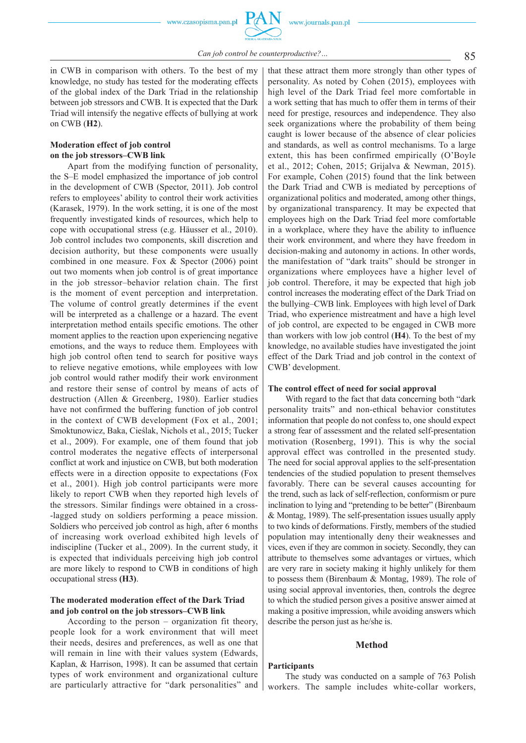in CWB in comparison with others. To the best of my knowledge, no study has tested for the moderating effects of the global index of the Dark Triad in the relationship between job stressors and CWB. It is expected that the Dark Triad will intensify the negative effects of bullying at work on CWB (**H2**).

### Moderation effect of job control on the job stressors–CWB link

Apart from the modifying function of personality, the S–E model emphasized the importance of job control in the development of CWB (Spector, 2011). Job control refers to employees' ability to control their work activities (Karasek, 1979). In the work setting, it is one of the most frequently investigated kinds of resources, which help to cope with occupational stress (e.g. Häusser et al., 2010). Job control includes two components, skill discretion and decision authority, but these components were usually combined in one measure. Fox & Spector (2006) point out two moments when job control is of great importance in the job stressor–behavior relation chain. The first is the moment of event perception and interpretation. The volume of control greatly determines if the event will be interpreted as a challenge or a hazard. The event interpretation method entails specific emotions. The other moment applies to the reaction upon experiencing negative emotions, and the ways to reduce them. Employees with high job control often tend to search for positive ways to relieve negative emotions, while employees with low job control would rather modify their work environment and restore their sense of control by means of acts of destruction (Allen & Greenberg, 1980). Earlier studies have not confirmed the buffering function of job control in the context of CWB development (Fox et al., 2001; Smoktunowicz, Baka, Cieślak, Nichols et al., 2015; Tucker et al., 2009). For example, one of them found that job control moderates the negative effects of interpersonal conflict at work and injustice on CWB, but both moderation effects were in a direction opposite to expectations (Fox et al., 2001). High job control participants were more likely to report CWB when they reported high levels of the stressors. Similar findings were obtained in a cross-lagged study on soldiers performing a peace mission. Soldiers who perceived job control as high, after 6 months of increasing work overload exhibited high levels of indiscipline (Tucker et al., 2009). In the current study, it is expected that individuals perceiving high job control are more likely to respond to CWB in conditions of high occupational stress **(H3)**.

### The moderated moderation effect of the Dark Triad and job control on the job stressors–CWB link

According to the person – organization fit theory, people look for a work environment that will meet their needs, desires and preferences, as well as one that will remain in line with their values system (Edwards, Kaplan, & Harrison, 1998). It can be assumed that certain types of work environment and organizational culture are particularly attractive for "dark personalities" and that these attract them more strongly than other types of personality. As noted by Cohen (2015), employees with high level of the Dark Triad feel more comfortable in a work setting that has much to offer them in terms of their need for prestige, resources and independence. They also seek organizations where the probability of them being caught is lower because of the absence of clear policies and standards, as well as control mechanisms. To a large extent, this has been confirmed empirically (O'Boyle et al., 2012; Cohen, 2015; Grijalva & Newman, 2015). For example, Cohen (2015) found that the link between the Dark Triad and CWB is mediated by perceptions of organizational politics and moderated, among other things, by organizational transparency. It may be expected that employees high on the Dark Triad feel more comfortable in a workplace, where they have the ability to influence their work environment, and where they have freedom in decision-making and autonomy in actions. In other words, the manifestation of "dark traits" should be stronger in organizations where employees have a higher level of job control. Therefore, it may be expected that high job control increases the moderating effect of the Dark Triad on the bullying–CWB link. Employees with high level of Dark Triad, who experience mistreatment and have a high level of job control, are expected to be engaged in CWB more than workers with low job control (**H4**). To the best of my knowledge, no available studies have investigated the joint effect of the Dark Triad and job control in the context of CWB' development.

### The control effect of need for social approval

With regard to the fact that data concerning both "dark personality traits" and non-ethical behavior constitutes information that people do not confess to, one should expect a strong fear of assessment and the related self-presentation motivation (Rosenberg, 1991). This is why the social approval effect was controlled in the presented study. The need for social approval applies to the self-presentation tendencies of the studied population to present themselves favorably. There can be several causes accounting for the trend, such as lack of self-reflection, conformism or pure inclination to lying and "pretending to be better" (Birenbaum & Montag, 1989). The self-presentation issues usually apply to two kinds of deformations. Firstly, members of the studied population may intentionally deny their weaknesses and vices, even if they are common in society. Secondly, they can attribute to themselves some advantages or virtues, which are very rare in society making it highly unlikely for them to possess them (Birenbaum & Montag, 1989). The role of using social approval inventories, then, controls the degree to which the studied person gives a positive answer aimed at making a positive impression, while avoiding answers which describe the person just as he/she is.

## Method

### Participants

The study was conducted on a sample of 763 Polish workers. The sample includes white-collar workers,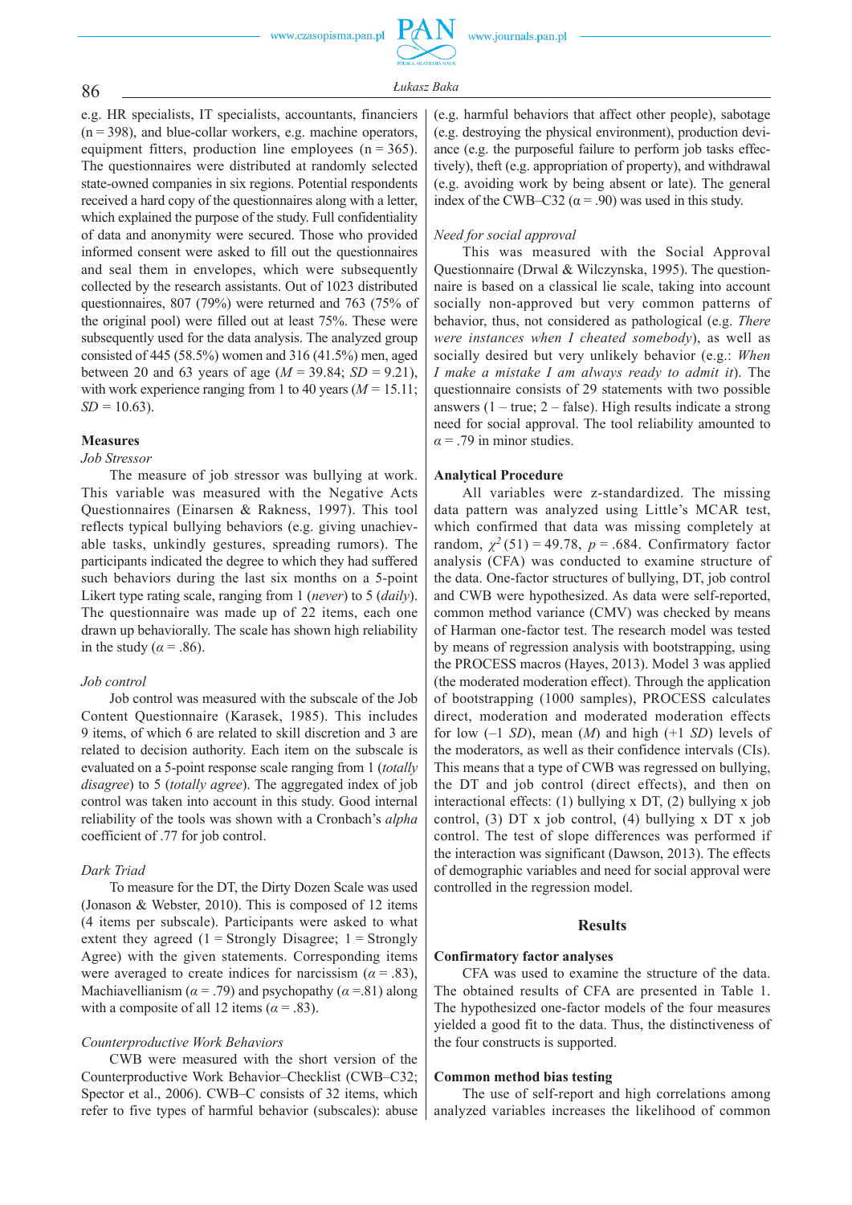e.g. HR specialists, IT specialists, accountants, financiers (n = 398), and blue-collar workers, e.g. machine operators, equipment fitters, production line employees (n = 365). The questionnaires were distributed at randomly selected state-owned companies in six regions. Potential respondents received a hard copy of the questionnaires along with a letter, which explained the purpose of the study. Full confidentiality of data and anonymity were secured. Those who provided informed consent were asked to fill out the questionnaires and seal them in envelopes, which were subsequently collected by the research assistants. Out of 1023 distributed questionnaires, 807 (79%) were returned and 763 (75% of the original pool) were filled out at least 75%. These were subsequently used for the data analysis. The analyzed group consisted of 445 (58.5%) women and 316 (41.5%) men, aged between 20 and 63 years of age ($M$ = 39.84; $SD$ = 9.21), with work experience ranging from 1 to 40 years ($M$ = 15.11; $SD$ = 10.63).

### Measures

*Job Stressor*

The measure of job stressor was bullying at work. This variable was measured with the Negative Acts Questionnaires (Einarsen & Rakness, 1997). This tool reflects typical bullying behaviors (e.g. giving unachievable tasks, unkindly gestures, spreading rumors). The participants indicated the degree to which they had suffered such behaviors during the last six months on a 5-point Likert type rating scale, ranging from 1 (*never*) to 5 (*daily*). The questionnaire was made up of 22 items, each one drawn up behaviorally. The scale has shown high reliability in the study ($\alpha$ = .86).

*Job control*

Job control was measured with the subscale of the Job Content Questionnaire (Karasek, 1985). This includes 9 items, of which 6 are related to skill discretion and 3 are related to decision authority. Each item on the subscale is evaluated on a 5-point response scale ranging from 1 (*totally disagree*) to 5 (*totally agree*). The aggregated index of job control was taken into account in this study. Good internal reliability of the tools was shown with a Cronbach's *alpha* coefficient of .77 for job control.

*Dark Triad*

To measure for the DT, the Dirty Dozen Scale was used (Jonason & Webster, 2010). This is composed of 12 items (4 items per subscale). Participants were asked to what extent they agreed (1 = Strongly Disagree; 1 = Strongly Agree) with the given statements. Corresponding items were averaged to create indices for narcissism ($\alpha$ = .83), Machiavellianism ($\alpha$ = .79) and psychopathy ($\alpha$ =.81) along with a composite of all 12 items ($\alpha$ = .83).

*Counterproductive Work Behaviors*

CWB were measured with the short version of the Counterproductive Work Behavior–Checklist (CWB–C32; Spector et al., 2006). CWB–C consists of 32 items, which refer to five types of harmful behavior (subscales): abuse (e.g. harmful behaviors that affect other people), sabotage (e.g. destroying the physical environment), production deviance (e.g. the purposeful failure to perform job tasks effectively), theft (e.g. appropriation of property), and withdrawal (e.g. avoiding work by being absent or late). The general index of the CWB–C32 ($\alpha$ = .90) was used in this study.

*Need for social approval*

This was measured with the Social Approval Questionnaire (Drwal & Wilczynska, 1995). The questionnaire is based on a classical lie scale, taking into account socially non-approved but very common patterns of behavior, thus, not considered as pathological (e.g. *There were instances when I cheated somebody*), as well as socially desired but very unlikely behavior (e.g.: *When I make a mistake I am always ready to admit it*). The questionnaire consists of 29 statements with two possible answers (1 – true; 2 – false). High results indicate a strong need for social approval. The tool reliability amounted to $\alpha$ = .79 in minor studies.

### Analytical Procedure

All variables were z-standardized. The missing data pattern was analyzed using Little's MCAR test, which confirmed that data was missing completely at random, $\chi^2$ (51) = 49.78, $p$ = .684. Confirmatory factor analysis (CFA) was conducted to examine structure of the data. One-factor structures of bullying, DT, job control and CWB were hypothesized. As data were self-reported, common method variance (CMV) was checked by means of Harman one-factor test. The research model was tested by means of regression analysis with bootstrapping, using the PROCESS macros (Hayes, 2013). Model 3 was applied (the moderated moderation effect). Through the application of bootstrapping (1000 samples), PROCESS calculates direct, moderation and moderated moderation effects for low (–1 $SD$), mean ($M$) and high (+1 $SD$) levels of the moderators, as well as their confidence intervals (CIs). This means that a type of CWB was regressed on bullying, the DT and job control (direct effects), and then on interactional effects: (1) bullying x DT, (2) bullying x job control, (3) DT x job control, (4) bullying x DT x job control. The test of slope differences was performed if the interaction was significant (Dawson, 2013). The effects of demographic variables and need for social approval were controlled in the regression model.

## Results

### Confirmatory factor analyses

CFA was used to examine the structure of the data. The obtained results of CFA are presented in Table 1. The hypothesized one-factor models of the four measures yielded a good fit to the data. Thus, the distinctiveness of the four constructs is supported.

### Common method bias testing

The use of self-report and high correlations among analyzed variables increases the likelihood of common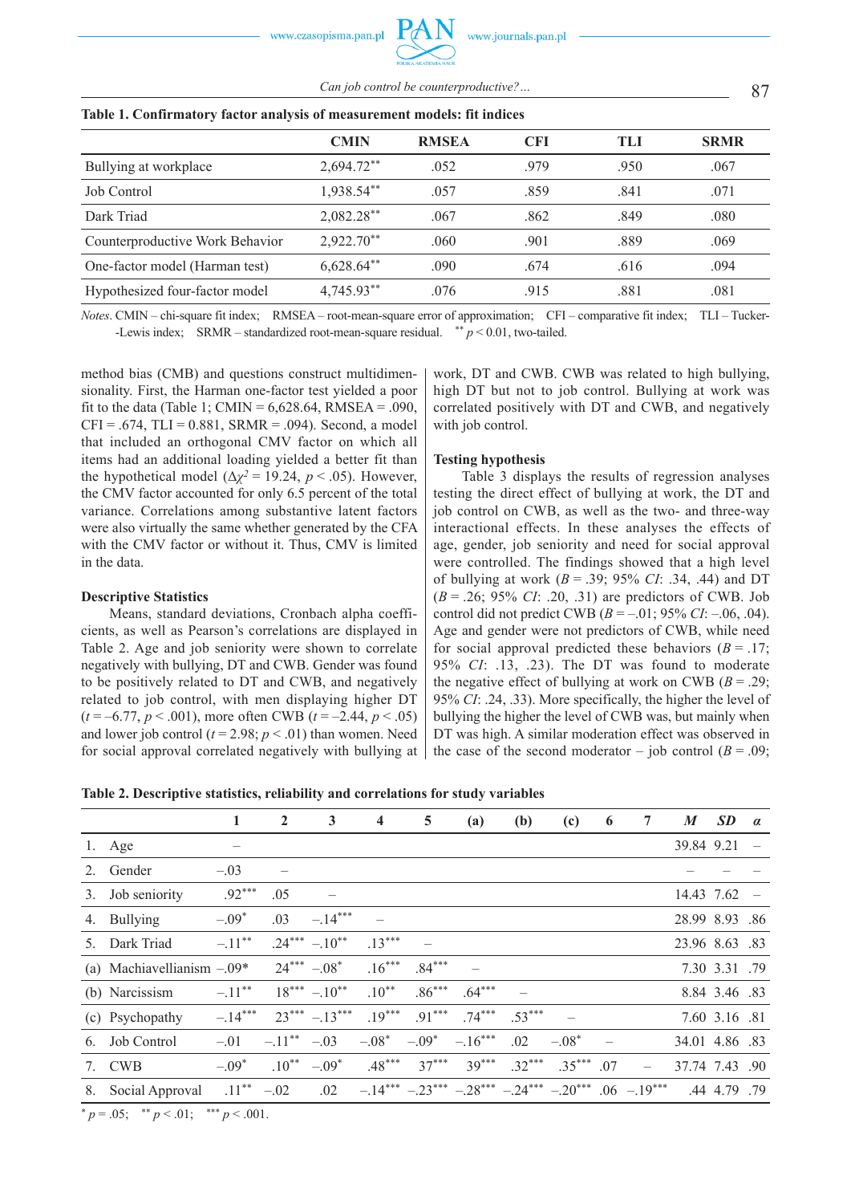**Table 1. Confirmatory factor analysis of measurement models: fit indices**

| | CMIN | RMSEA | CFI | TLI | SRMR |
|---|---|---|---|---|---|
| Bullying at workplace | 2,694.72** | .052 | .979 | .950 | .067 |
| Job Control | 1,938.54** | .057 | .859 | .841 | .071 |
| Dark Triad | 2,082.28** | .067 | .862 | .849 | .080 |
| Counterproductive Work Behavior | 2,922.70** | .060 | .901 | .889 | .069 |
| One-factor model (Harman test) | 6,628.64** | .090 | .674 | .616 | .094 |
| Hypothesized four-factor model | 4,745.93** | .076 | .915 | .881 | .081 |

*Notes*. CMIN – chi-square fit index; RMSEA – root-mean-square error of approximation; CFI – comparative fit index; TLI – Tucker--Lewis index; SRMR – standardized root-mean-square residual. ** $p < 0.01$, two-tailed.

method bias (CMB) and questions construct multidimensionality. First, the Harman one-factor test yielded a poor fit to the data (Table 1; CMIN = 6,628.64, RMSEA = .090, CFI = .674, TLI = 0.881, SRMR = .094). Second, a model that included an orthogonal CMV factor on which all items had an additional loading yielded a better fit than the hypothetical model ($\Delta\chi^2 = 19.24$, $p < .05$). However, the CMV factor accounted for only 6.5 percent of the total variance. Correlations among substantive latent factors were also virtually the same whether generated by the CFA with the CMV factor or without it. Thus, CMV is limited in the data.

### Descriptive Statistics

Means, standard deviations, Cronbach alpha coefficients, as well as Pearson's correlations are displayed in Table 2. Age and job seniority were shown to correlate negatively with bullying, DT and CWB. Gender was found to be positively related to DT and CWB, and negatively related to job control, with men displaying higher DT ($t = –6.77$, $p < .001$), more often CWB ($t = –2.44$, $p < .05$) and lower job control ($t = 2.98$; $p < .01$) than women. Need for social approval correlated negatively with bullying at work, DT and CWB. CWB was related to high bullying, high DT but not to job control. Bullying at work was correlated positively with DT and CWB, and negatively with job control.

### Testing hypothesis

Table 3 displays the results of regression analyses testing the direct effect of bullying at work, the DT and job control on CWB, as well as the two- and three-way interactional effects. In these analyses the effects of age, gender, job seniority and need for social approval were controlled. The findings showed that a high level of bullying at work ($B = .39$; 95% *CI*: .34, .44) and DT ($B = .26$; 95% *CI*: .20, .31) are predictors of CWB. Job control did not predict CWB ($B = –.01$; 95% *CI*: –.06, .04). Age and gender were not predictors of CWB, while need for social approval predicted these behaviors ($B = .17$; 95% *CI*: .13, .23). The DT was found to moderate the negative effect of bullying at work on CWB ($B = .29$; 95% *CI*: .24, .33). More specifically, the higher the level of bullying the higher the level of CWB was, but mainly when DT was high. A similar moderation effect was observed in the case of the second moderator – job control ($B = .09$;

**Table 2. Descriptive statistics, reliability and correlations for study variables**

| | 1 | 2 | 3 | 4 | 5 | (a) | (b) | (c) | 6 | 7 | *M* | *SD* | *α* |
|---|---|---|---|---|---|---|---|---|---|---|---|---|---|
| 1. Age | – | | | | | | | | | | 39.84 | 9.21 | – |
| 2. Gender | –.03 | – | | | | | | | | | – | – | – |
| 3. Job seniority | .92*** | .05 | – | | | | | | | | 14.43 | 7.62 | – |
| 4. Bullying | –.09* | .03 | –.14*** | – | | | | | | | 28.99 | 8.93 | .86 |
| 5. Dark Triad | –.11** | .24*** | –.10** | .13*** | – | | | | | | 23.96 | 8.63 | .83 |
| (a) Machiavellianism | –.09* | 24*** | –.08* | .16*** | .84*** | – | | | | | 7.30 | 3.31 | .79 |
| (b) Narcissism | –.11** | 18*** | –.10** | .10** | .86*** | .64*** | – | | | | 8.84 | 3.46 | .83 |
| (c) Psychopathy | –.14*** | 23*** | –.13*** | .19*** | .91*** | .74*** | .53*** | – | | | 7.60 | 3.16 | .81 |
| 6. Job Control | –.01 | –.11** | –.03 | –.08* | –.09* | –.16*** | .02 | –.08* | – | | 34.01 | 4.86 | .83 |
| 7. CWB | –.09* | .10** | –.09* | .48*** | 37*** | 39*** | .32*** | .35*** | .07 | – | 37.74 | 7.43 | .90 |
| 8. Social Approval | .11** | –.02 | .02 | –.14*** | –.23*** | –.28*** | –.24*** | –.20*** | .06 | –.19*** | .44 | 4.79 | .79 |

* $p = .05$; ** $p < .01$; *** $p < .001$.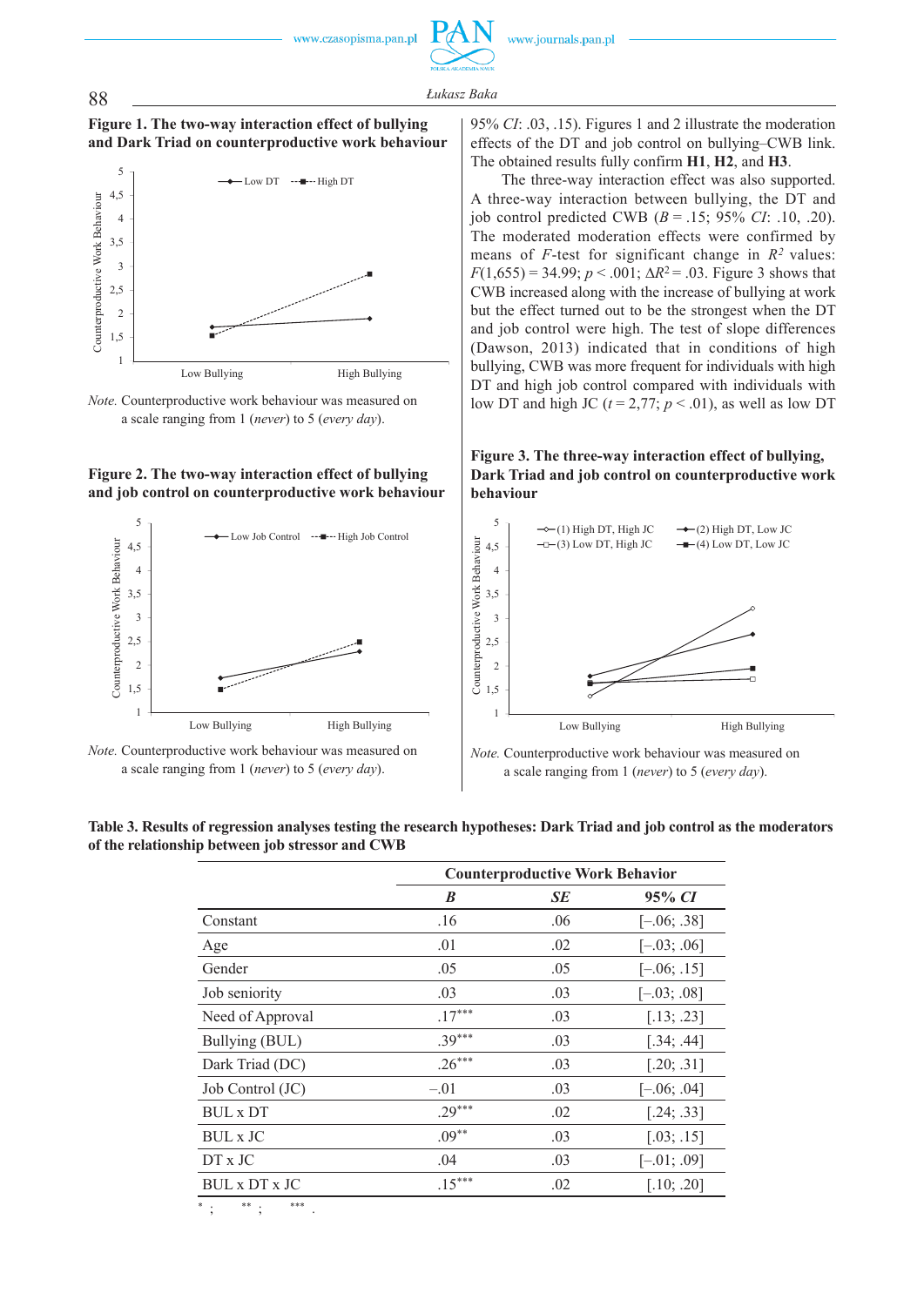**Figure 1. The two-way interaction effect of bullying and Dark Triad on counterproductive work behaviour**

*Note.* Counterproductive work behaviour was measured on a scale ranging from 1 (*never*) to 5 (*every day*).

**Figure 2. The two-way interaction effect of bullying and job control on counterproductive work behaviour**

*Note.* Counterproductive work behaviour was measured on a scale ranging from 1 (*never*) to 5 (*every day*).

95% *CI*: .03, .15). Figures 1 and 2 illustrate the moderation effects of the DT and job control on bullying–CWB link. The obtained results fully confirm **H1**, **H2**, and **H3**.

The three-way interaction effect was also supported. A three-way interaction between bullying, the DT and job control predicted CWB ($B$ = .15; 95% *CI*: .10, .20). The moderated moderation effects were confirmed by means of $F$-test for significant change in $R^2$ values: $F(1,655) = 34.99$; $p < .001$; $\Delta R^2 = .03$. Figure 3 shows that CWB increased along with the increase of bullying at work but the effect turned out to be the strongest when the DT and job control were high. The test of slope differences (Dawson, 2013) indicated that in conditions of high bullying, CWB was more frequent for individuals with high DT and high job control compared with individuals with low DT and high JC ($t = 2{,}77$; $p < .01$), as well as low DT

**Figure 3. The three-way interaction effect of bullying, Dark Triad and job control on counterproductive work behaviour**

*Note.* Counterproductive work behaviour was measured on a scale ranging from 1 (*never*) to 5 (*every day*).

**Table 3. Results of regression analyses testing the research hypotheses: Dark Triad and job control as the moderators of the relationship between job stressor and CWB**

| | Counterproductive Work Behavior | | |
|---|---|---|---|
| | ***B*** | ***SE*** | **95% *CI*** |
| Constant | .16 | .06 | [–.06; .38] |
| Age | .01 | .02 | [–.03; .06] |
| Gender | .05 | .05 | [–.06; .15] |
| Job seniority | .03 | .03 | [–.03; .08] |
| Need of Approval | .17*** | .03 | [.13; .23] |
| Bullying (BUL) | .39*** | .03 | [.34; .44] |
| Dark Triad (DC) | .26*** | .03 | [.20; .31] |
| Job Control (JC) | –.01 | .03 | [–.06; .04] |
| BUL x DT | .29*** | .02 | [.24; .33] |
| BUL x JC | .09** | .03 | [.03; .15] |
| DT x JC | .04 | .03 | [–.01; .09] |
| BUL x DT x JC | .15*** | .02 | [.10; .20] |

* ; ** ; *** .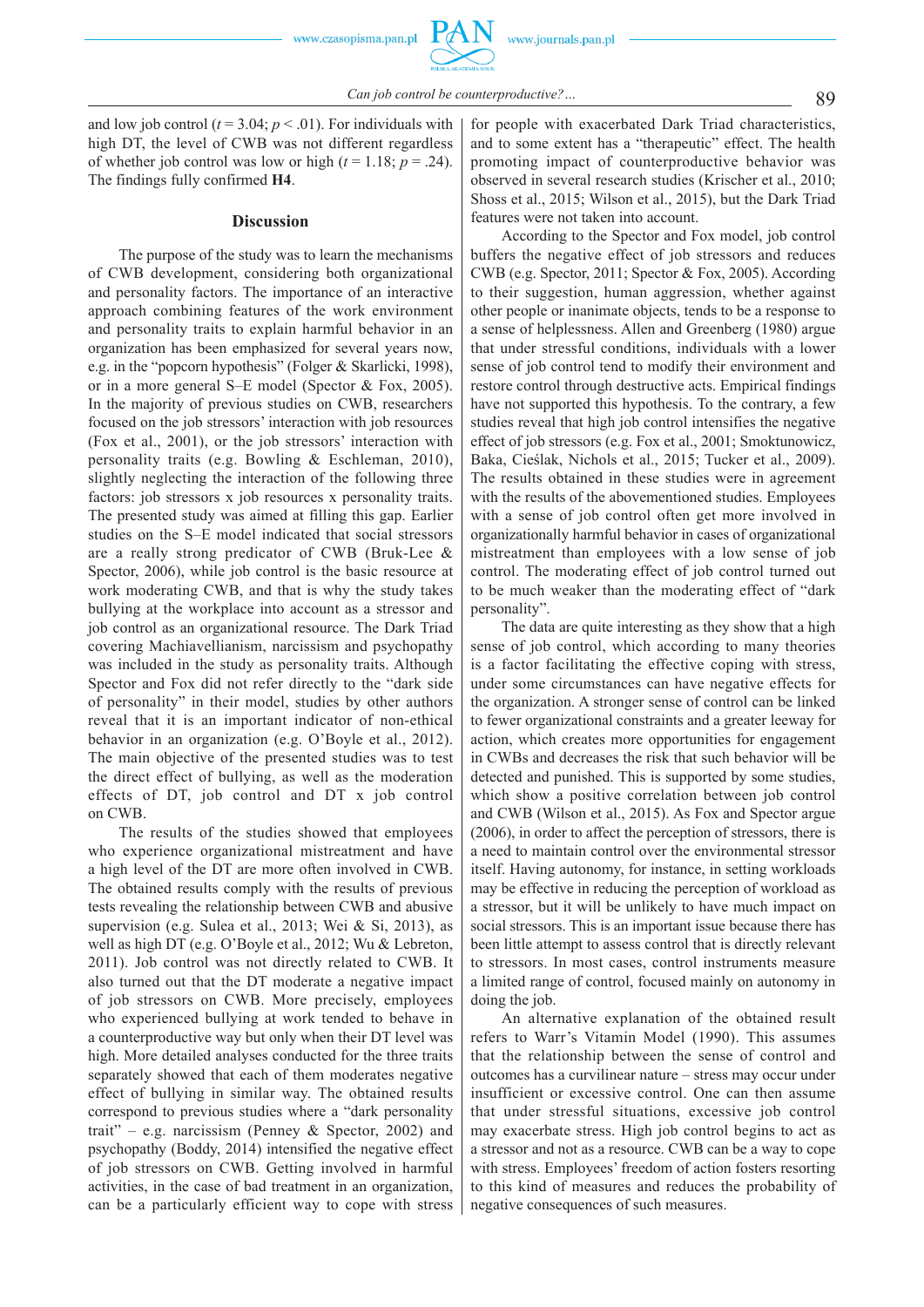and low job control ($t = 3.04$; $p < .01$). For individuals with high DT, the level of CWB was not different regardless of whether job control was low or high ($t = 1.18$; $p = .24$). The findings fully confirmed **H4**.

## Discussion

The purpose of the study was to learn the mechanisms of CWB development, considering both organizational and personality factors. The importance of an interactive approach combining features of the work environment and personality traits to explain harmful behavior in an organization has been emphasized for several years now, e.g. in the "popcorn hypothesis" (Folger & Skarlicki, 1998), or in a more general S–E model (Spector & Fox, 2005). In the majority of previous studies on CWB, researchers focused on the job stressors' interaction with job resources (Fox et al., 2001), or the job stressors' interaction with personality traits (e.g. Bowling & Eschleman, 2010), slightly neglecting the interaction of the following three factors: job stressors x job resources x personality traits. The presented study was aimed at filling this gap. Earlier studies on the S–E model indicated that social stressors are a really strong predicator of CWB (Bruk-Lee & Spector, 2006), while job control is the basic resource at work moderating CWB, and that is why the study takes bullying at the workplace into account as a stressor and job control as an organizational resource. The Dark Triad covering Machiavellianism, narcissism and psychopathy was included in the study as personality traits. Although Spector and Fox did not refer directly to the "dark side of personality" in their model, studies by other authors reveal that it is an important indicator of non-ethical behavior in an organization (e.g. O'Boyle et al., 2012). The main objective of the presented studies was to test the direct effect of bullying, as well as the moderation effects of DT, job control and DT x job control on CWB.

The results of the studies showed that employees who experience organizational mistreatment and have a high level of the DT are more often involved in CWB. The obtained results comply with the results of previous tests revealing the relationship between CWB and abusive supervision (e.g. Sulea et al., 2013; Wei & Si, 2013), as well as high DT (e.g. O'Boyle et al., 2012; Wu & Lebreton, 2011). Job control was not directly related to CWB. It also turned out that the DT moderate a negative impact of job stressors on CWB. More precisely, employees who experienced bullying at work tended to behave in a counterproductive way but only when their DT level was high. More detailed analyses conducted for the three traits separately showed that each of them moderates negative effect of bullying in similar way. The obtained results correspond to previous studies where a "dark personality trait" – e.g. narcissism (Penney & Spector, 2002) and psychopathy (Boddy, 2014) intensified the negative effect of job stressors on CWB. Getting involved in harmful activities, in the case of bad treatment in an organization, can be a particularly efficient way to cope with stress for people with exacerbated Dark Triad characteristics, and to some extent has a "therapeutic" effect. The health promoting impact of counterproductive behavior was observed in several research studies (Krischer et al., 2010; Shoss et al., 2015; Wilson et al., 2015), but the Dark Triad features were not taken into account.

According to the Spector and Fox model, job control buffers the negative effect of job stressors and reduces CWB (e.g. Spector, 2011; Spector & Fox, 2005). According to their suggestion, human aggression, whether against other people or inanimate objects, tends to be a response to a sense of helplessness. Allen and Greenberg (1980) argue that under stressful conditions, individuals with a lower sense of job control tend to modify their environment and restore control through destructive acts. Empirical findings have not supported this hypothesis. To the contrary, a few studies reveal that high job control intensifies the negative effect of job stressors (e.g. Fox et al., 2001; Smoktunowicz, Baka, Cieślak, Nichols et al., 2015; Tucker et al., 2009). The results obtained in these studies were in agreement with the results of the abovementioned studies. Employees with a sense of job control often get more involved in organizationally harmful behavior in cases of organizational mistreatment than employees with a low sense of job control. The moderating effect of job control turned out to be much weaker than the moderating effect of "dark personality".

The data are quite interesting as they show that a high sense of job control, which according to many theories is a factor facilitating the effective coping with stress, under some circumstances can have negative effects for the organization. A stronger sense of control can be linked to fewer organizational constraints and a greater leeway for action, which creates more opportunities for engagement in CWBs and decreases the risk that such behavior will be detected and punished. This is supported by some studies, which show a positive correlation between job control and CWB (Wilson et al., 2015). As Fox and Spector argue (2006), in order to affect the perception of stressors, there is a need to maintain control over the environmental stressor itself. Having autonomy, for instance, in setting workloads may be effective in reducing the perception of workload as a stressor, but it will be unlikely to have much impact on social stressors. This is an important issue because there has been little attempt to assess control that is directly relevant to stressors. In most cases, control instruments measure a limited range of control, focused mainly on autonomy in doing the job.

An alternative explanation of the obtained result refers to Warr's Vitamin Model (1990). This assumes that the relationship between the sense of control and outcomes has a curvilinear nature – stress may occur under insufficient or excessive control. One can then assume that under stressful situations, excessive job control may exacerbate stress. High job control begins to act as a stressor and not as a resource. CWB can be a way to cope with stress. Employees' freedom of action fosters resorting to this kind of measures and reduces the probability of negative consequences of such measures.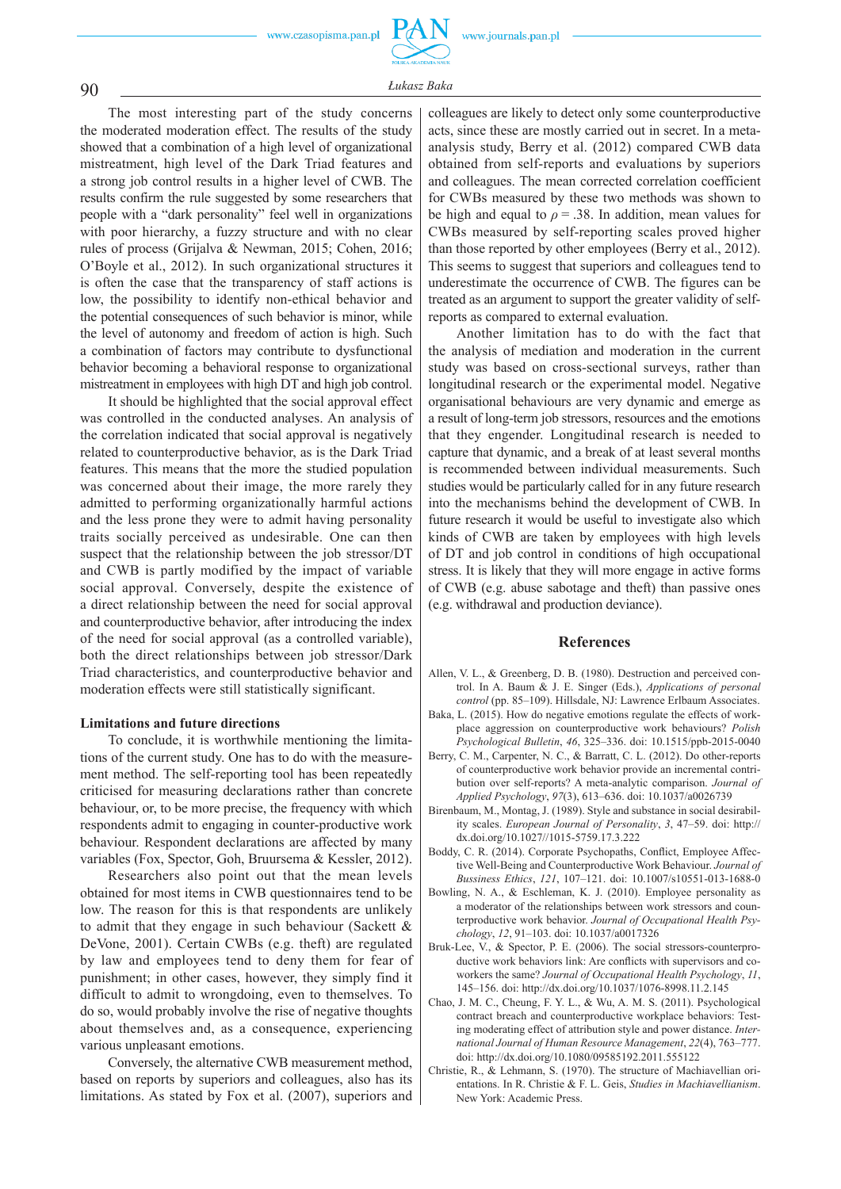The most interesting part of the study concerns the moderated moderation effect. The results of the study showed that a combination of a high level of organizational mistreatment, high level of the Dark Triad features and a strong job control results in a higher level of CWB. The results confirm the rule suggested by some researchers that people with a "dark personality" feel well in organizations with poor hierarchy, a fuzzy structure and with no clear rules of process (Grijalva & Newman, 2015; Cohen, 2016; O'Boyle et al., 2012). In such organizational structures it is often the case that the transparency of staff actions is low, the possibility to identify non-ethical behavior and the potential consequences of such behavior is minor, while the level of autonomy and freedom of action is high. Such a combination of factors may contribute to dysfunctional behavior becoming a behavioral response to organizational mistreatment in employees with high DT and high job control.

It should be highlighted that the social approval effect was controlled in the conducted analyses. An analysis of the correlation indicated that social approval is negatively related to counterproductive behavior, as is the Dark Triad features. This means that the more the studied population was concerned about their image, the more rarely they admitted to performing organizationally harmful actions and the less prone they were to admit having personality traits socially perceived as undesirable. One can then suspect that the relationship between the job stressor/DT and CWB is partly modified by the impact of variable social approval. Conversely, despite the existence of a direct relationship between the need for social approval and counterproductive behavior, after introducing the index of the need for social approval (as a controlled variable), both the direct relationships between job stressor/Dark Triad characteristics, and counterproductive behavior and moderation effects were still statistically significant.

### Limitations and future directions

To conclude, it is worthwhile mentioning the limitations of the current study. One has to do with the measurement method. The self-reporting tool has been repeatedly criticised for measuring declarations rather than concrete behaviour, or, to be more precise, the frequency with which respondents admit to engaging in counter-productive work behaviour. Respondent declarations are affected by many variables (Fox, Spector, Goh, Bruursema & Kessler, 2012).

Researchers also point out that the mean levels obtained for most items in CWB questionnaires tend to be low. The reason for this is that respondents are unlikely to admit that they engage in such behaviour (Sackett & DeVone, 2001). Certain CWBs (e.g. theft) are regulated by law and employees tend to deny them for fear of punishment; in other cases, however, they simply find it difficult to admit to wrongdoing, even to themselves. To do so, would probably involve the rise of negative thoughts about themselves and, as a consequence, experiencing various unpleasant emotions.

Conversely, the alternative CWB measurement method, based on reports by superiors and colleagues, also has its limitations. As stated by Fox et al. (2007), superiors and colleagues are likely to detect only some counterproductive acts, since these are mostly carried out in secret. In a meta-analysis study, Berry et al. (2012) compared CWB data obtained from self-reports and evaluations by superiors and colleagues. The mean corrected correlation coefficient for CWBs measured by these two methods was shown to be high and equal to $\rho = .38$. In addition, mean values for CWBs measured by self-reporting scales proved higher than those reported by other employees (Berry et al., 2012). This seems to suggest that superiors and colleagues tend to underestimate the occurrence of CWB. The figures can be treated as an argument to support the greater validity of self-reports as compared to external evaluation.

Another limitation has to do with the fact that the analysis of mediation and moderation in the current study was based on cross-sectional surveys, rather than longitudinal research or the experimental model. Negative organisational behaviours are very dynamic and emerge as a result of long-term job stressors, resources and the emotions that they engender. Longitudinal research is needed to capture that dynamic, and a break of at least several months is recommended between individual measurements. Such studies would be particularly called for in any future research into the mechanisms behind the development of CWB. In future research it would be useful to investigate also which kinds of CWB are taken by employees with high levels of DT and job control in conditions of high occupational stress. It is likely that they will more engage in active forms of CWB (e.g. abuse sabotage and theft) than passive ones (e.g. withdrawal and production deviance).

## References

Allen, V. L., & Greenberg, D. B. (1980). Destruction and perceived control. In A. Baum & J. E. Singer (Eds.), *Applications of personal control* (pp. 85–109). Hillsdale, NJ: Lawrence Erlbaum Associates.

Baka, L. (2015). How do negative emotions regulate the effects of workplace aggression on counterproductive work behaviours? *Polish Psychological Bulletin*, *46*, 325–336. doi: 10.1515/ppb-2015-0040

Berry, C. M., Carpenter, N. C., & Barratt, C. L. (2012). Do other-reports of counterproductive work behavior provide an incremental contribution over self-reports? A meta-analytic comparison. *Journal of Applied Psychology*, *97*(3), 613–636. doi: 10.1037/a0026739

Birenbaum, M., Montag, J. (1989). Style and substance in social desirability scales. *European Journal of Personality*, *3*, 47–59. doi: http://dx.doi.org/10.1027//1015-5759.17.3.222

Boddy, C. R. (2014). Corporate Psychopaths, Conflict, Employee Affective Well-Being and Counterproductive Work Behaviour. *Journal of Bussiness Ethics*, *121*, 107–121. doi: 10.1007/s10551-013-1688-0

Bowling, N. A., & Eschleman, K. J. (2010). Employee personality as a moderator of the relationships between work stressors and counterproductive work behavior. *Journal of Occupational Health Psychology*, *12*, 91–103. doi: 10.1037/a0017326

Bruk-Lee, V., & Spector, P. E. (2006). The social stressors-counterproductive work behaviors link: Are conflicts with supervisors and coworkers the same? *Journal of Occupational Health Psychology*, *11*, 145–156. doi: http://dx.doi.org/10.1037/1076-8998.11.2.145

Chao, J. M. C., Cheung, F. Y. L., & Wu, A. M. S. (2011). Psychological contract breach and counterproductive workplace behaviors: Testing moderating effect of attribution style and power distance. *International Journal of Human Resource Management*, *22*(4), 763–777. doi: http://dx.doi.org/10.1080/09585192.2011.555122

Christie, R., & Lehmann, S. (1970). The structure of Machiavellian orientations. In R. Christie & F. L. Geis, *Studies in Machiavellianism*. New York: Academic Press.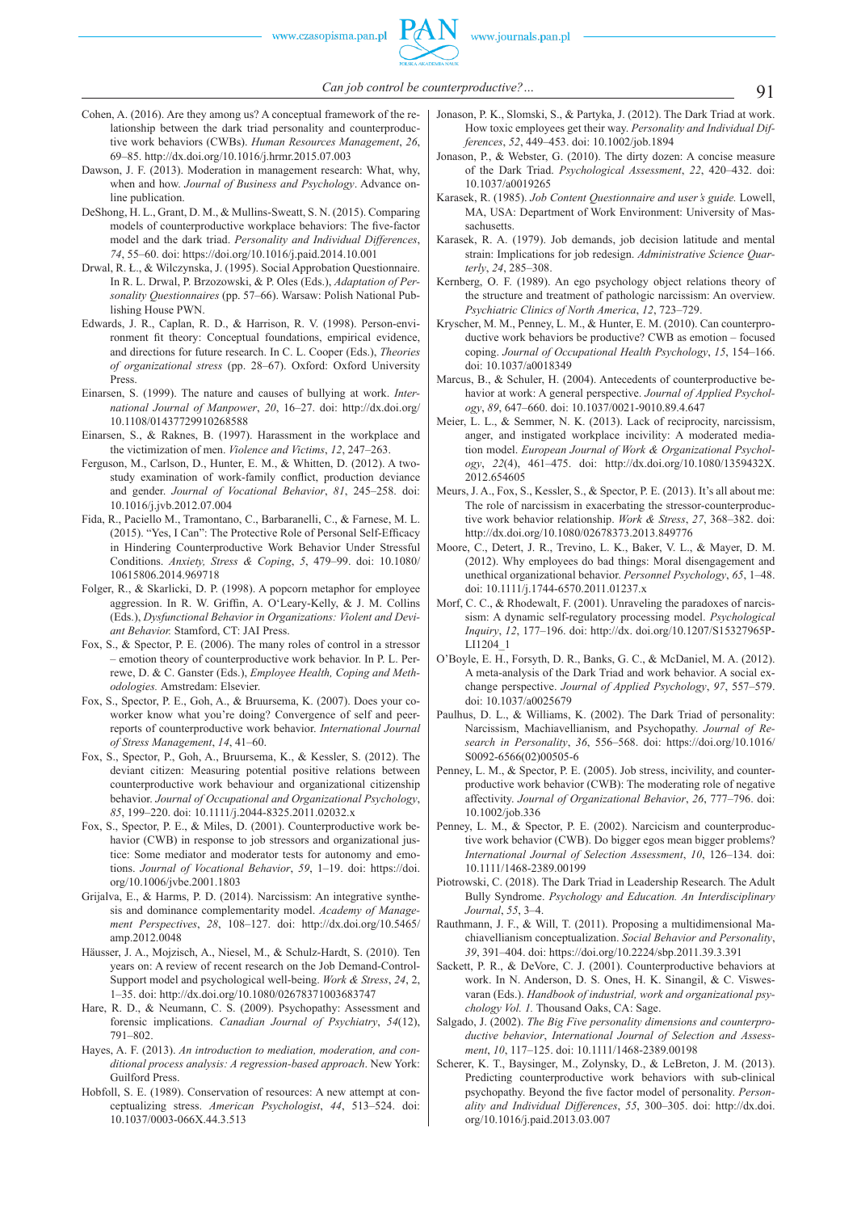Cohen, A. (2016). Are they among us? A conceptual framework of the relationship between the dark triad personality and counterproductive work behaviors (CWBs). *Human Resources Management*, *26*, 69–85. http://dx.doi.org/10.1016/j.hrmr.2015.07.003

Dawson, J. F. (2013). Moderation in management research: What, why, when and how. *Journal of Business and Psychology*. Advance online publication.

DeShong, H. L., Grant, D. M., & Mullins-Sweatt, S. N. (2015). Comparing models of counterproductive workplace behaviors: The five-factor model and the dark triad. *Personality and Individual Differences*, *74*, 55–60. doi: https://doi.org/10.1016/j.paid.2014.10.001

Drwal, R. Ł., & Wilczynska, J. (1995). Social Approbation Questionnaire. In R. L. Drwal, P. Brzozowski, & P. Oles (Eds.), *Adaptation of Personality Questionnaires* (pp. 57–66). Warsaw: Polish National Publishing House PWN.

Edwards, J. R., Caplan, R. D., & Harrison, R. V. (1998). Person-environment fit theory: Conceptual foundations, empirical evidence, and directions for future research. In C. L. Cooper (Eds.), *Theories of organizational stress* (pp. 28–67). Oxford: Oxford University Press.

Einarsen, S. (1999). The nature and causes of bullying at work. *International Journal of Manpower*, *20*, 16–27. doi: http://dx.doi.org/10.1108/01437729910268588

Einarsen, S., & Raknes, B. (1997). Harassment in the workplace and the victimization of men. *Violence and Victims*, *12*, 247–263.

Ferguson, M., Carlson, D., Hunter, E. M., & Whitten, D. (2012). A two-study examination of work-family conflict, production deviance and gender. *Journal of Vocational Behavior*, *81*, 245–258. doi: 10.1016/j.jvb.2012.07.004

Fida, R., Paciello M., Tramontano, C., Barbaranelli, C., & Farnese, M. L. (2015). "Yes, I Can": The Protective Role of Personal Self-Efficacy in Hindering Counterproductive Work Behavior Under Stressful Conditions. *Anxiety, Stress & Coping*, *5*, 479–99. doi: 10.1080/10615806.2014.969718

Folger, R., & Skarlicki, D. P. (1998). A popcorn metaphor for employee aggression. In R. W. Griffin, A. O'Leary-Kelly, & J. M. Collins (Eds.), *Dysfunctional Behavior in Organizations: Violent and Deviant Behavior.* Stamford, CT: JAI Press.

Fox, S., & Spector, P. E. (2006). The many roles of control in a stressor – emotion theory of counterproductive work behavior. In P. L. Perrewe, D. & C. Ganster (Eds.), *Employee Health, Coping and Methodologies.* Amstredam: Elsevier.

Fox, S., Spector, P. E., Goh, A., & Bruursema, K. (2007). Does your coworker know what you're doing? Convergence of self and peer-reports of counterproductive work behavior. *International Journal of Stress Management*, *14*, 41–60.

Fox, S., Spector, P., Goh, A., Bruursema, K., & Kessler, S. (2012). The deviant citizen: Measuring potential positive relations between counterproductive work behaviour and organizational citizenship behavior. *Journal of Occupational and Organizational Psychology*, *85*, 199–220. doi: 10.1111/j.2044-8325.2011.02032.x

Fox, S., Spector, P. E., & Miles, D. (2001). Counterproductive work behavior (CWB) in response to job stressors and organizational justice: Some mediator and moderator tests for autonomy and emotions. *Journal of Vocational Behavior*, *59*, 1–19. doi: https://doi.org/10.1006/jvbe.2001.1803

Grijalva, E., & Harms, P. D. (2014). Narcissism: An integrative synthesis and dominance complementarity model. *Academy of Management Perspectives*, *28*, 108–127. doi: http://dx.doi.org/10.5465/amp.2012.0048

Häusser, J. A., Mojzisch, A., Niesel, M., & Schulz-Hardt, S. (2010). Ten years on: A review of recent research on the Job Demand-Control-Support model and psychological well-being. *Work & Stress*, *24*, 2, 1–35. doi: http://dx.doi.org/10.1080/02678371003683747

Hare, R. D., & Neumann, C. S. (2009). Psychopathy: Assessment and forensic implications. *Canadian Journal of Psychiatry*, *54*(12), 791–802.

Hayes, A. F. (2013). *An introduction to mediation, moderation, and conditional process analysis: A regression-based approach*. New York: Guilford Press.

Hobfoll, S. E. (1989). Conservation of resources: A new attempt at conceptualizing stress. *American Psychologist*, *44*, 513–524. doi: 10.1037/0003-066X.44.3.513

Jonason, P. K., Slomski, S., & Partyka, J. (2012). The Dark Triad at work. How toxic employees get their way. *Personality and Individual Differences*, *52*, 449–453. doi: 10.1002/job.1894

Jonason, P., & Webster, G. (2010). The dirty dozen: A concise measure of the Dark Triad. *Psychological Assessment*, *22*, 420–432. doi: 10.1037/a0019265

Karasek, R. (1985). *Job Content Questionnaire and user's guide.* Lowell, MA, USA: Department of Work Environment: University of Massachusetts.

Karasek, R. A. (1979). Job demands, job decision latitude and mental strain: Implications for job redesign. *Administrative Science Quarterly*, *24*, 285–308.

Kernberg, O. F. (1989). An ego psychology object relations theory of the structure and treatment of pathologic narcissism: An overview. *Psychiatric Clinics of North America*, *12*, 723–729.

Kryscher, M. M., Penney, L. M., & Hunter, E. M. (2010). Can counterproductive work behaviors be productive? CWB as emotion – focused coping. *Journal of Occupational Health Psychology*, *15*, 154–166. doi: 10.1037/a0018349

Marcus, B., & Schuler, H. (2004). Antecedents of counterproductive behavior at work: A general perspective. *Journal of Applied Psychology*, *89*, 647–660. doi: 10.1037/0021-9010.89.4.647

Meier, L. L., & Semmer, N. K. (2013). Lack of reciprocity, narcissism, anger, and instigated workplace incivility: A moderated mediation model. *European Journal of Work & Organizational Psychology*, *22*(4), 461–475. doi: http://dx.doi.org/10.1080/1359432X.2012.654605

Meurs, J. A., Fox, S., Kessler, S., & Spector, P. E. (2013). It's all about me: The role of narcissism in exacerbating the stressor-counterproductive work behavior relationship. *Work & Stress*, *27*, 368–382. doi: http://dx.doi.org/10.1080/02678373.2013.849776

Moore, C., Detert, J. R., Trevino, L. K., Baker, V. L., & Mayer, D. M. (2012). Why employees do bad things: Moral disengagement and unethical organizational behavior. *Personnel Psychology*, *65*, 1–48. doi: 10.1111/j.1744-6570.2011.01237.x

Morf, C. C., & Rhodewalt, F. (2001). Unraveling the paradoxes of narcissism: A dynamic self-regulatory processing model. *Psychological Inquiry*, *12*, 177–196. doi: http://dx. doi.org/10.1207/S15327965PLI1204_1

O'Boyle, E. H., Forsyth, D. R., Banks, G. C., & McDaniel, M. A. (2012). A meta-analysis of the Dark Triad and work behavior. A social exchange perspective. *Journal of Applied Psychology*, *97*, 557–579. doi: 10.1037/a0025679

Paulhus, D. L., & Williams, K. (2002). The Dark Triad of personality: Narcissism, Machiavellianism, and Psychopathy. *Journal of Research in Personality*, *36*, 556–568. doi: https://doi.org/10.1016/S0092-6566(02)00505-6

Penney, L. M., & Spector, P. E. (2005). Job stress, incivility, and counterproductive work behavior (CWB): The moderating role of negative affectivity. *Journal of Organizational Behavior*, *26*, 777–796. doi: 10.1002/job.336

Penney, L. M., & Spector, P. E. (2002). Narcicism and counterproductive work behavior (CWB). Do bigger egos mean bigger problems? *International Journal of Selection Assessment*, *10*, 126–134. doi: 10.1111/1468-2389.00199

Piotrowski, C. (2018). The Dark Triad in Leadership Research. The Adult Bully Syndrome. *Psychology and Education. An Interdisciplinary Journal*, *55*, 3–4.

Rauthmann, J. F., & Will, T. (2011). Proposing a multidimensional Machiavellianism conceptualization. *Social Behavior and Personality*, *39*, 391–404. doi: https://doi.org/10.2224/sbp.2011.39.3.391

Sackett, P. R., & DeVore, C. J. (2001). Counterproductive behaviors at work. In N. Anderson, D. S. Ones, H. K. Sinangil, & C. Viswesvaran (Eds.). *Handbook of industrial, work and organizational psychology Vol. 1.* Thousand Oaks, CA: Sage.

Salgado, J. (2002). *The Big Five personality dimensions and counterproductive behavior*, *International Journal of Selection and Assessment*, *10*, 117–125. doi: 10.1111/1468-2389.00198

Scherer, K. T., Baysinger, M., Zolynsky, D., & LeBreton, J. M. (2013). Predicting counterproductive work behaviors with sub-clinical psychopathy. Beyond the five factor model of personality. *Personality and Individual Differences*, *55*, 300–305. doi: http://dx.doi.org/10.1016/j.paid.2013.03.007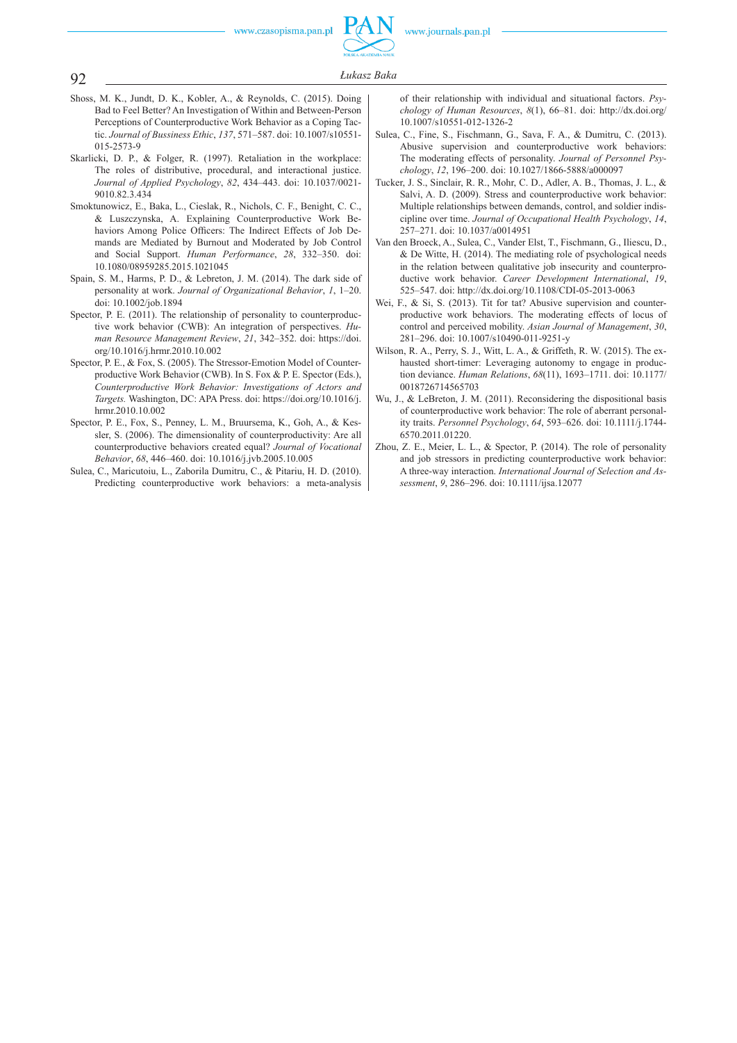Shoss, M. K., Jundt, D. K., Kobler, A., & Reynolds, C. (2015). Doing Bad to Feel Better? An Investigation of Within and Between-Person Perceptions of Counterproductive Work Behavior as a Coping Tactic. *Journal of Bussiness Ethic*, *137*, 571–587. doi: 10.1007/s10551-015-2573-9

Skarlicki, D. P., & Folger, R. (1997). Retaliation in the workplace: The roles of distributive, procedural, and interactional justice. *Journal of Applied Psychology*, *82*, 434–443. doi: 10.1037/0021-9010.82.3.434

Smoktunowicz, E., Baka, L., Cieslak, R., Nichols, C. F., Benight, C. C., & Luszczynska, A. Explaining Counterproductive Work Behaviors Among Police Officers: The Indirect Effects of Job Demands are Mediated by Burnout and Moderated by Job Control and Social Support. *Human Performance*, *28*, 332–350. doi: 10.1080/08959285.2015.1021045

Spain, S. M., Harms, P. D., & Lebreton, J. M. (2014). The dark side of personality at work. *Journal of Organizational Behavior*, *1*, 1–20. doi: 10.1002/job.1894

Spector, P. E. (2011). The relationship of personality to counterproductive work behavior (CWB): An integration of perspectives. *Human Resource Management Review*, *21*, 342–352. doi: https://doi.org/10.1016/j.hrmr.2010.10.002

Spector, P. E., & Fox, S. (2005). The Stressor-Emotion Model of Counterproductive Work Behavior (CWB). In S. Fox & P. E. Spector (Eds.), *Counterproductive Work Behavior: Investigations of Actors and Targets.* Washington, DC: APA Press. doi: https://doi.org/10.1016/j.hrmr.2010.10.002

Spector, P. E., Fox, S., Penney, L. M., Bruursema, K., Goh, A., & Kessler, S. (2006). The dimensionality of counterproductivity: Are all counterproductive behaviors created equal? *Journal of Vocational Behavior*, *68*, 446–460. doi: 10.1016/j.jvb.2005.10.005

Sulea, C., Maricutoiu, L., Zaborila Dumitru, C., & Pitariu, H. D. (2010). Predicting counterproductive work behaviors: a meta-analysis of their relationship with individual and situational factors. *Psychology of Human Resources*, *8*(1), 66–81. doi: http://dx.doi.org/10.1007/s10551-012-1326-2

Sulea, C., Fine, S., Fischmann, G., Sava, F. A., & Dumitru, C. (2013). Abusive supervision and counterproductive work behaviors: The moderating effects of personality. *Journal of Personnel Psychology*, *12*, 196–200. doi: 10.1027/1866-5888/a000097

Tucker, J. S., Sinclair, R. R., Mohr, C. D., Adler, A. B., Thomas, J. L., & Salvi, A. D. (2009). Stress and counterproductive work behavior: Multiple relationships between demands, control, and soldier indiscipline over time. *Journal of Occupational Health Psychology*, *14*, 257–271. doi: 10.1037/a0014951

Van den Broeck, A., Sulea, C., Vander Elst, T., Fischmann, G., Iliescu, D., & De Witte, H. (2014). The mediating role of psychological needs in the relation between qualitative job insecurity and counterproductive work behavior. *Career Development International*, *19*, 525–547. doi: http://dx.doi.org/10.1108/CDI-05-2013-0063

Wei, F., & Si, S. (2013). Tit for tat? Abusive supervision and counterproductive work behaviors. The moderating effects of locus of control and perceived mobility. *Asian Journal of Management*, *30*, 281–296. doi: 10.1007/s10490-011-9251-y

Wilson, R. A., Perry, S. J., Witt, L. A., & Griffeth, R. W. (2015). The exhausted short-timer: Leveraging autonomy to engage in production deviance. *Human Relations*, *68*(11), 1693–1711. doi: 10.1177/0018726714565703

Wu, J., & LeBreton, J. M. (2011). Reconsidering the dispositional basis of counterproductive work behavior: The role of aberrant personality traits. *Personnel Psychology*, *64*, 593–626. doi: 10.1111/j.1744-6570.2011.01220.

Zhou, Z. E., Meier, L. L., & Spector, P. (2014). The role of personality and job stressors in predicting counterproductive work behavior: A three-way interaction. *International Journal of Selection and Assessment*, *9*, 286–296. doi: 10.1111/ijsa.12077